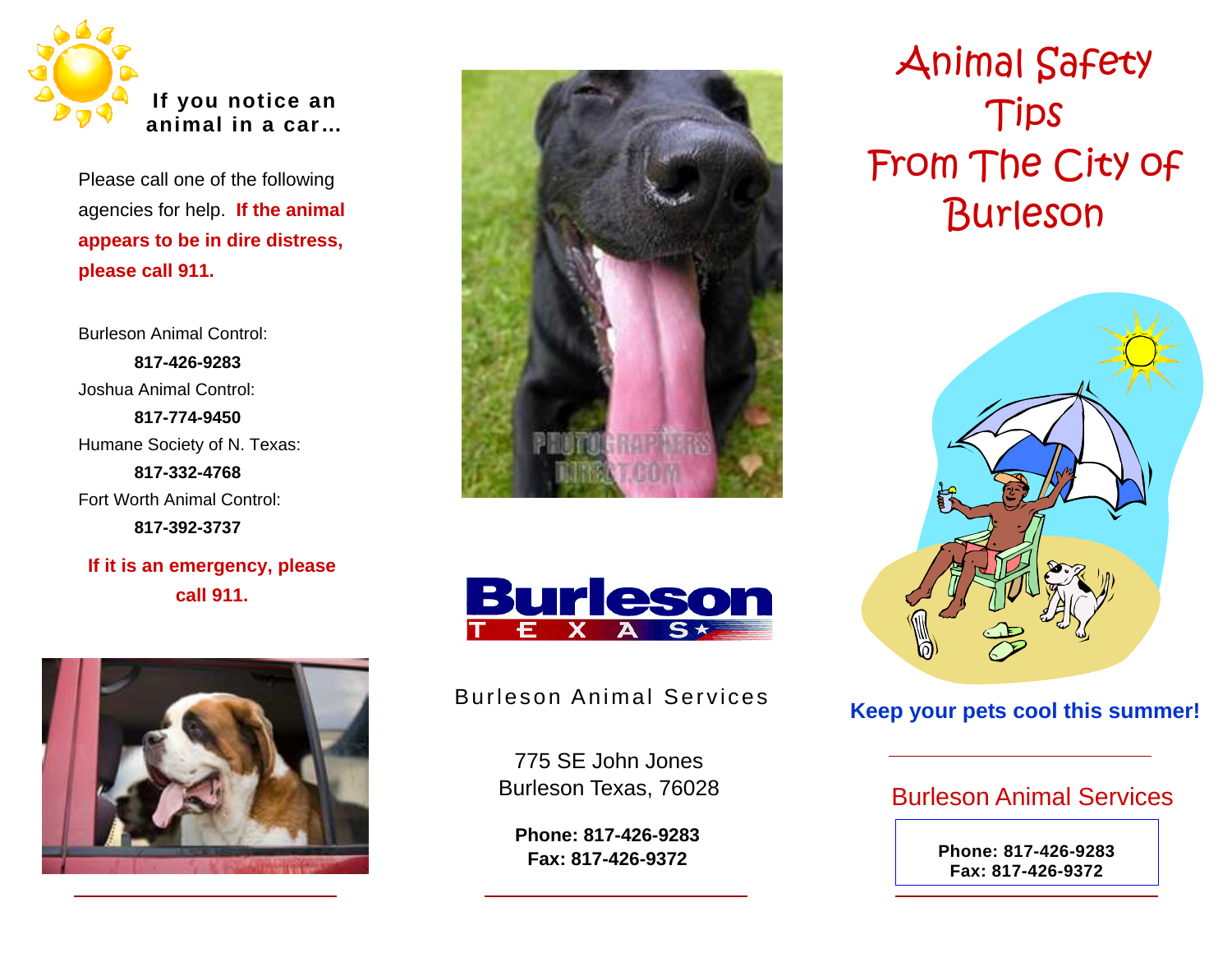### If you notice an animal in a car…

Please call one of the following agencies for help. **If the animal appears to be in dire distress, please call 911.**

Burleson Animal Control:
**817-426-9283**

Joshua Animal Control:
**817-774-9450**

Humane Society of N. Texas:
**817-332-4768**

Fort Worth Animal Control:
**817-392-3737**

**If it is an emergency, please call 911.**

Burleson TEXAS

Burleson Animal Services

775 SE John Jones
Burleson Texas, 76028

**Phone: 817-426-9283**
**Fax: 817-426-9372**

# Animal Safety Tips From The City of Burleson

**Keep your pets cool this summer!**

## Burleson Animal Services

**Phone: 817-426-9283**
**Fax: 817-426-9372**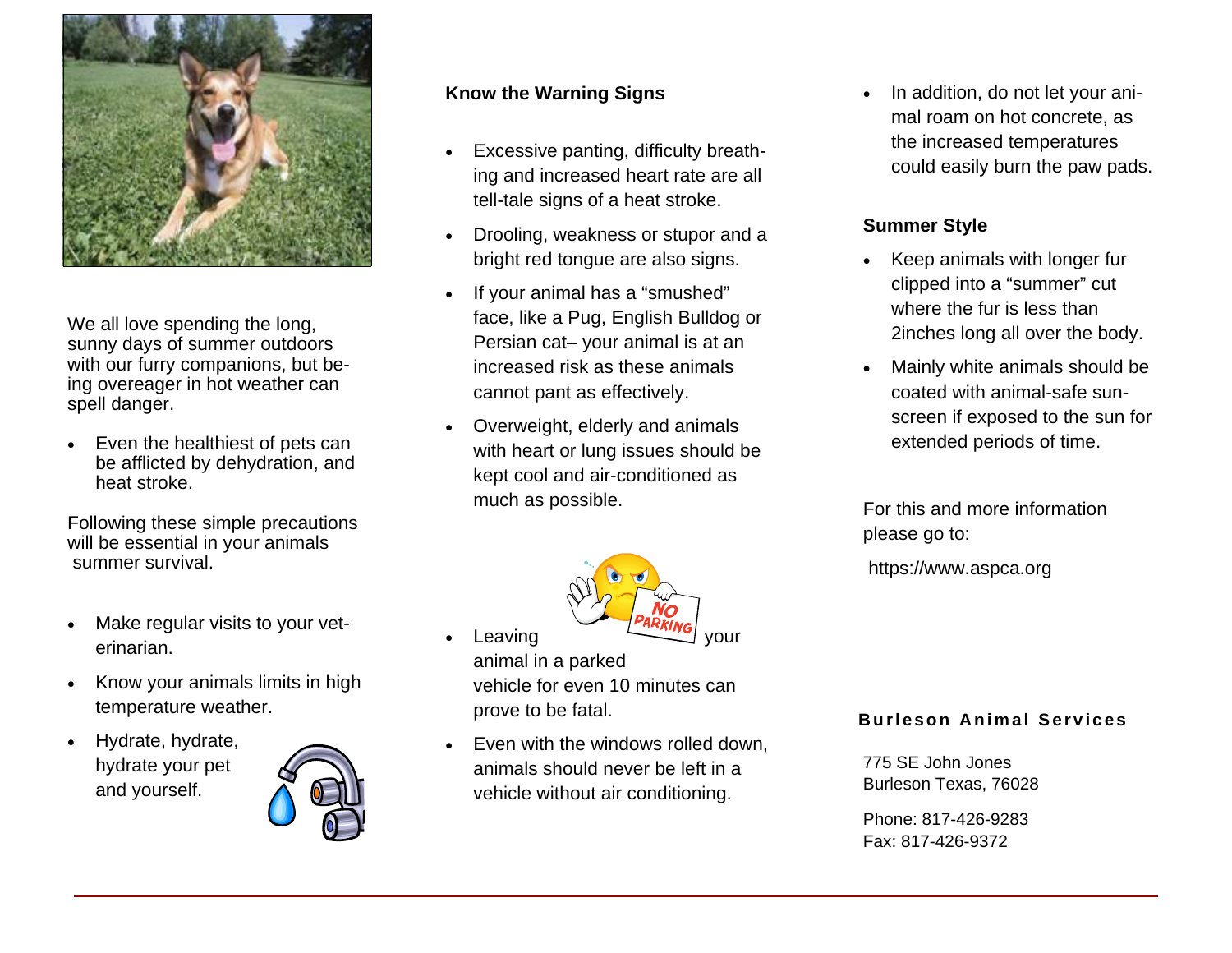We all love spending the long, sunny days of summer outdoors with our furry companions, but being overeager in hot weather can spell danger.

- Even the healthiest of pets can be afflicted by dehydration, and heat stroke.

Following these simple precautions will be essential in your animals summer survival.

- Make regular visits to your veterinarian.
- Know your animals limits in high temperature weather.
- Hydrate, hydrate, hydrate your pet and yourself.

**Know the Warning Signs**

- Excessive panting, difficulty breathing and increased heart rate are all tell-tale signs of a heat stroke.
- Drooling, weakness or stupor and a bright red tongue are also signs.
- If your animal has a "smushed" face, like a Pug, English Bulldog or Persian cat– your animal is at an increased risk as these animals cannot pant as effectively.
- Overweight, elderly and animals with heart or lung issues should be kept cool and air-conditioned as much as possible.
- Leaving your animal in a parked vehicle for even 10 minutes can prove to be fatal.
- Even with the windows rolled down, animals should never be left in a vehicle without air conditioning.
- In addition, do not let your animal roam on hot concrete, as the increased temperatures could easily burn the paw pads.

**Summer Style**

- Keep animals with longer fur clipped into a "summer" cut where the fur is less than 2inches long all over the body.
- Mainly white animals should be coated with animal-safe sunscreen if exposed to the sun for extended periods of time.

For this and more information please go to:

https://www.aspca.org

**Burleson Animal Services**

775 SE John Jones
Burleson Texas, 76028

Phone: 817-426-9283
Fax: 817-426-9372